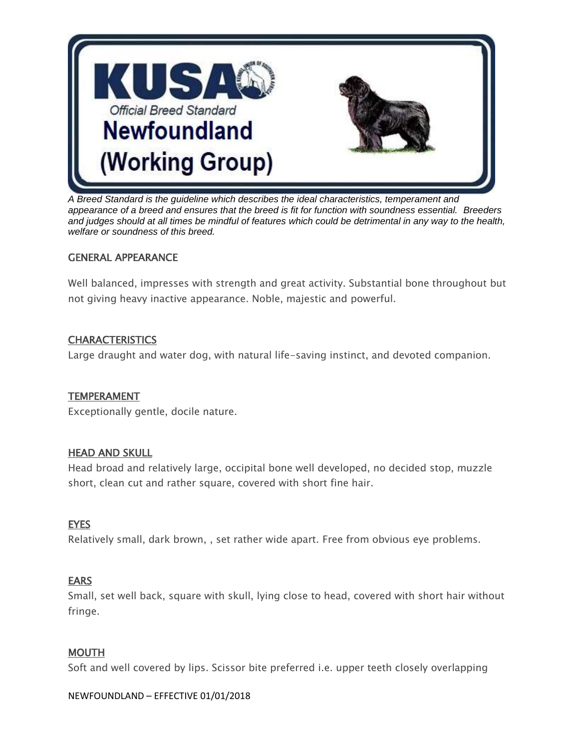# KUSA
Official Breed Standard
# Newfoundland
# (Working Group)

*A Breed Standard is the guideline which describes the ideal characteristics, temperament and appearance of a breed and ensures that the breed is fit for function with soundness essential. Breeders and judges should at all times be mindful of features which could be detrimental in any way to the health, welfare or soundness of this breed.*

## GENERAL APPEARANCE

Well balanced, impresses with strength and great activity. Substantial bone throughout but not giving heavy inactive appearance. Noble, majestic and powerful.

## CHARACTERISTICS

Large draught and water dog, with natural life-saving instinct, and devoted companion.

## TEMPERAMENT

Exceptionally gentle, docile nature.

## HEAD AND SKULL

Head broad and relatively large, occipital bone well developed, no decided stop, muzzle short, clean cut and rather square, covered with short fine hair.

## EYES

Relatively small, dark brown, , set rather wide apart. Free from obvious eye problems.

## EARS

Small, set well back, square with skull, lying close to head, covered with short hair without fringe.

## MOUTH

Soft and well covered by lips. Scissor bite preferred i.e. upper teeth closely overlapping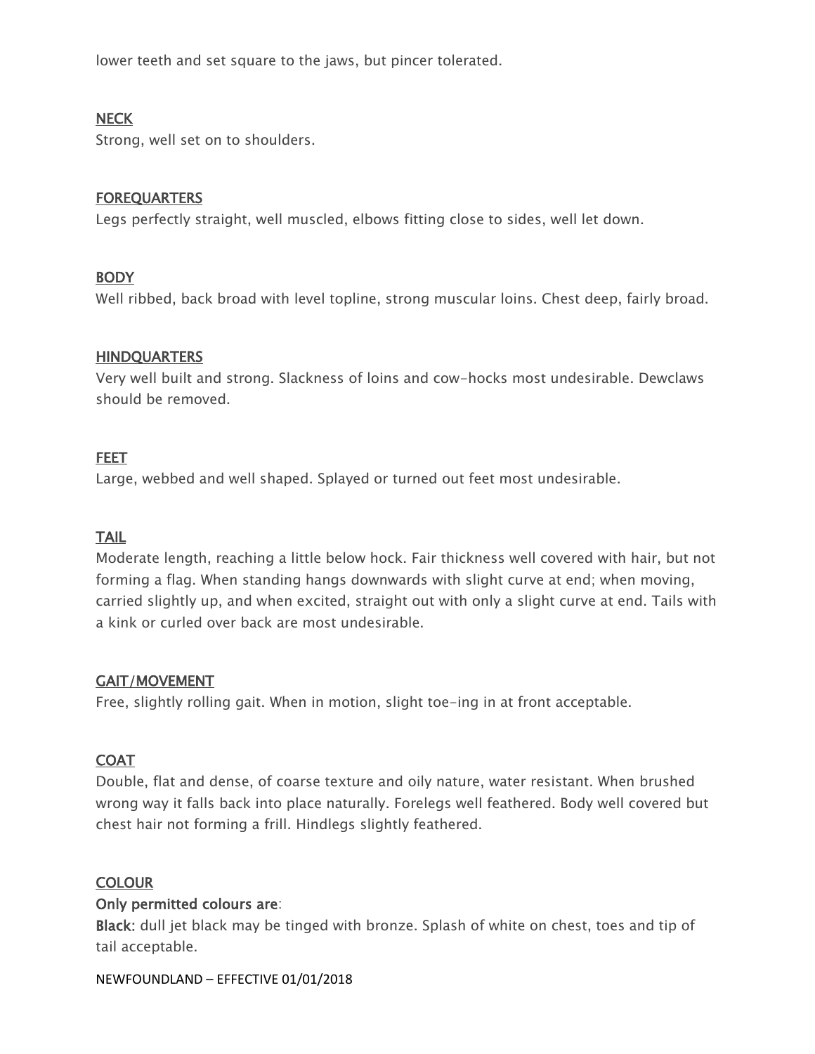lower teeth and set square to the jaws, but pincer tolerated.

## NECK

Strong, well set on to shoulders.

## FOREQUARTERS

Legs perfectly straight, well muscled, elbows fitting close to sides, well let down.

## BODY

Well ribbed, back broad with level topline, strong muscular loins. Chest deep, fairly broad.

## HINDQUARTERS

Very well built and strong. Slackness of loins and cow-hocks most undesirable. Dewclaws should be removed.

## FEET

Large, webbed and well shaped. Splayed or turned out feet most undesirable.

## TAIL

Moderate length, reaching a little below hock. Fair thickness well covered with hair, but not forming a flag. When standing hangs downwards with slight curve at end; when moving, carried slightly up, and when excited, straight out with only a slight curve at end. Tails with a kink or curled over back are most undesirable.

## GAIT/MOVEMENT

Free, slightly rolling gait. When in motion, slight toe-ing in at front acceptable.

## COAT

Double, flat and dense, of coarse texture and oily nature, water resistant. When brushed wrong way it falls back into place naturally. Forelegs well feathered. Body well covered but chest hair not forming a frill. Hindlegs slightly feathered.

## COLOUR

**Only permitted colours are**:

**Black**: dull jet black may be tinged with bronze. Splash of white on chest, toes and tip of tail acceptable.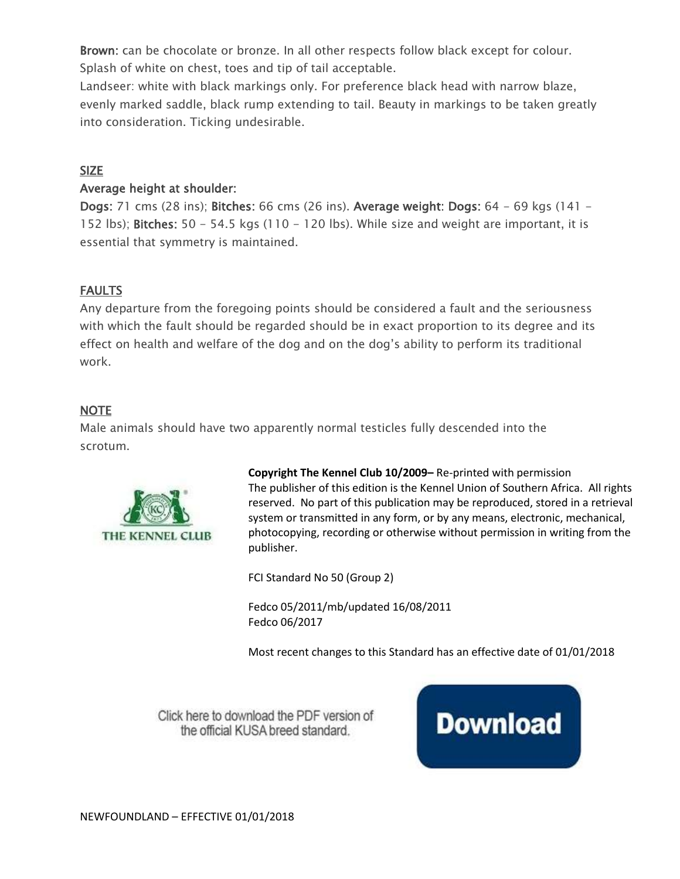**Brown:** can be chocolate or bronze. In all other respects follow black except for colour. Splash of white on chest, toes and tip of tail acceptable.

Landseer: white with black markings only. For preference black head with narrow blaze, evenly marked saddle, black rump extending to tail. Beauty in markings to be taken greatly into consideration. Ticking undesirable.

## SIZE

**Average height at shoulder:**

**Dogs:** 71 cms (28 ins); **Bitches:** 66 cms (26 ins). **Average weight: Dogs:** 64 - 69 kgs (141 - 152 lbs); **Bitches:** 50 - 54.5 kgs (110 - 120 lbs). While size and weight are important, it is essential that symmetry is maintained.

## FAULTS

Any departure from the foregoing points should be considered a fault and the seriousness with which the fault should be regarded should be in exact proportion to its degree and its effect on health and welfare of the dog and on the dog's ability to perform its traditional work.

## NOTE

Male animals should have two apparently normal testicles fully descended into the scrotum.

THE KENNEL CLUB

**Copyright The Kennel Club 10/2009–** Re-printed with permission
The publisher of this edition is the Kennel Union of Southern Africa. All rights reserved. No part of this publication may be reproduced, stored in a retrieval system or transmitted in any form, or by any means, electronic, mechanical, photocopying, recording or otherwise without permission in writing from the publisher.

FCI Standard No 50 (Group 2)

Fedco 05/2011/mb/updated 16/08/2011
Fedco 06/2017

Most recent changes to this Standard has an effective date of 01/01/2018

Click here to download the PDF version of the official KUSA breed standard.

Download

NEWFOUNDLAND – EFFECTIVE 01/01/2018